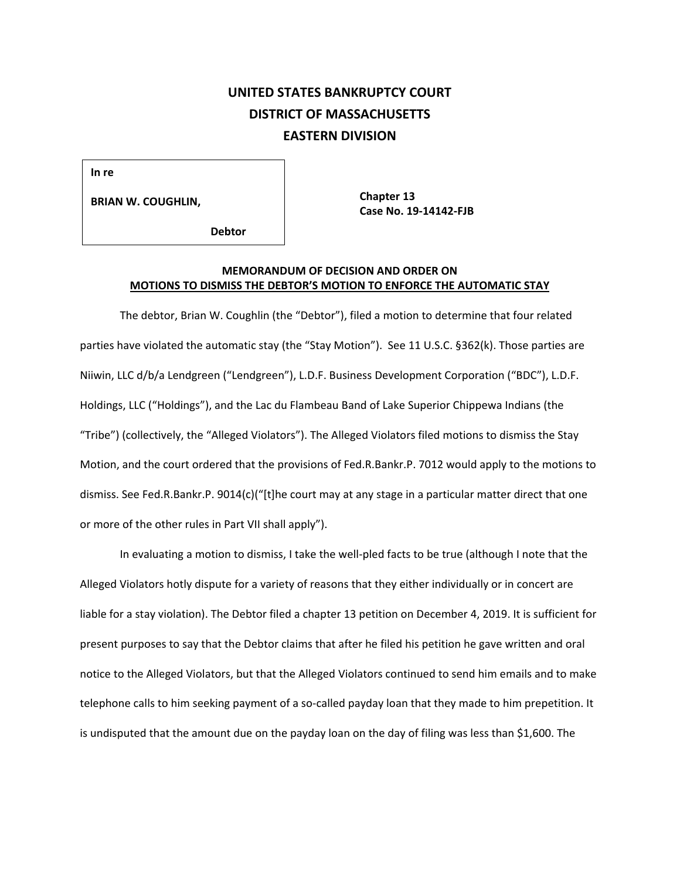# UNITED STATES BANKRUPTCY COURT
# DISTRICT OF MASSACHUSETTS
# EASTERN DIVISION

| **In re**<br><br>**BRIAN W. COUGHLIN,**<br><br>**Debtor** | **Chapter 13**<br>**Case No. 19-14142-FJB** |
|---|---|

**MEMORANDUM OF DECISION AND ORDER ON**
**MOTIONS TO DISMISS THE DEBTOR'S MOTION TO ENFORCE THE AUTOMATIC STAY**

The debtor, Brian W. Coughlin (the "Debtor"), filed a motion to determine that four related parties have violated the automatic stay (the "Stay Motion"). See 11 U.S.C. §362(k). Those parties are Niiwin, LLC d/b/a Lendgreen ("Lendgreen"), L.D.F. Business Development Corporation ("BDC"), L.D.F. Holdings, LLC ("Holdings"), and the Lac du Flambeau Band of Lake Superior Chippewa Indians (the "Tribe") (collectively, the "Alleged Violators"). The Alleged Violators filed motions to dismiss the Stay Motion, and the court ordered that the provisions of Fed.R.Bankr.P. 7012 would apply to the motions to dismiss. See Fed.R.Bankr.P. 9014(c)("[t]he court may at any stage in a particular matter direct that one or more of the other rules in Part VII shall apply").

In evaluating a motion to dismiss, I take the well-pled facts to be true (although I note that the Alleged Violators hotly dispute for a variety of reasons that they either individually or in concert are liable for a stay violation). The Debtor filed a chapter 13 petition on December 4, 2019. It is sufficient for present purposes to say that the Debtor claims that after he filed his petition he gave written and oral notice to the Alleged Violators, but that the Alleged Violators continued to send him emails and to make telephone calls to him seeking payment of a so-called payday loan that they made to him prepetition. It is undisputed that the amount due on the payday loan on the day of filing was less than $1,600. The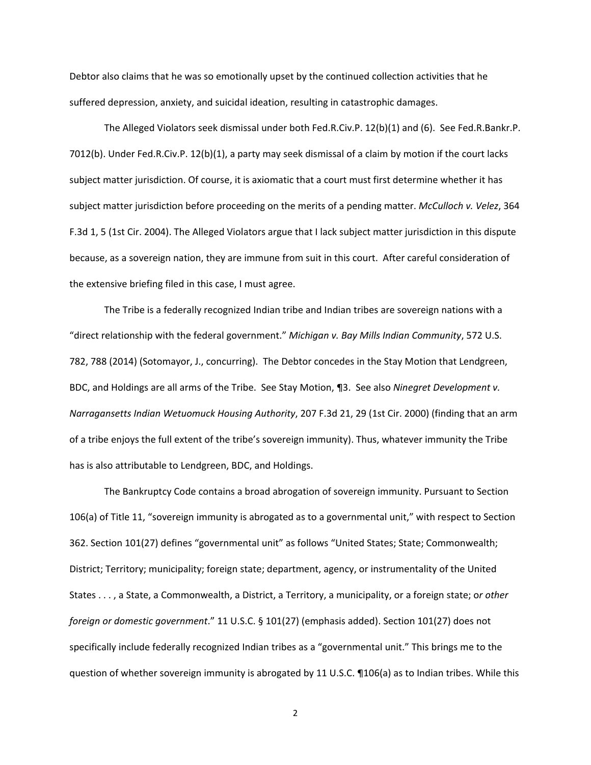Debtor also claims that he was so emotionally upset by the continued collection activities that he suffered depression, anxiety, and suicidal ideation, resulting in catastrophic damages.

The Alleged Violators seek dismissal under both Fed.R.Civ.P. 12(b)(1) and (6). See Fed.R.Bankr.P. 7012(b). Under Fed.R.Civ.P. 12(b)(1), a party may seek dismissal of a claim by motion if the court lacks subject matter jurisdiction. Of course, it is axiomatic that a court must first determine whether it has subject matter jurisdiction before proceeding on the merits of a pending matter. *McCulloch v. Velez*, 364 F.3d 1, 5 (1st Cir. 2004). The Alleged Violators argue that I lack subject matter jurisdiction in this dispute because, as a sovereign nation, they are immune from suit in this court. After careful consideration of the extensive briefing filed in this case, I must agree.

The Tribe is a federally recognized Indian tribe and Indian tribes are sovereign nations with a "direct relationship with the federal government." *Michigan v. Bay Mills Indian Community*, 572 U.S. 782, 788 (2014) (Sotomayor, J., concurring). The Debtor concedes in the Stay Motion that Lendgreen, BDC, and Holdings are all arms of the Tribe. See Stay Motion, ¶3. See also *Ninegret Development v. Narragansetts Indian Wetuomuck Housing Authority*, 207 F.3d 21, 29 (1st Cir. 2000) (finding that an arm of a tribe enjoys the full extent of the tribe's sovereign immunity). Thus, whatever immunity the Tribe has is also attributable to Lendgreen, BDC, and Holdings.

The Bankruptcy Code contains a broad abrogation of sovereign immunity. Pursuant to Section 106(a) of Title 11, "sovereign immunity is abrogated as to a governmental unit," with respect to Section 362. Section 101(27) defines "governmental unit" as follows "United States; State; Commonwealth; District; Territory; municipality; foreign state; department, agency, or instrumentality of the United States . . . , a State, a Commonwealth, a District, a Territory, a municipality, or a foreign state; o*r other foreign or domestic government*." 11 U.S.C. § 101(27) (emphasis added). Section 101(27) does not specifically include federally recognized Indian tribes as a "governmental unit." This brings me to the question of whether sovereign immunity is abrogated by 11 U.S.C. ¶106(a) as to Indian tribes. While this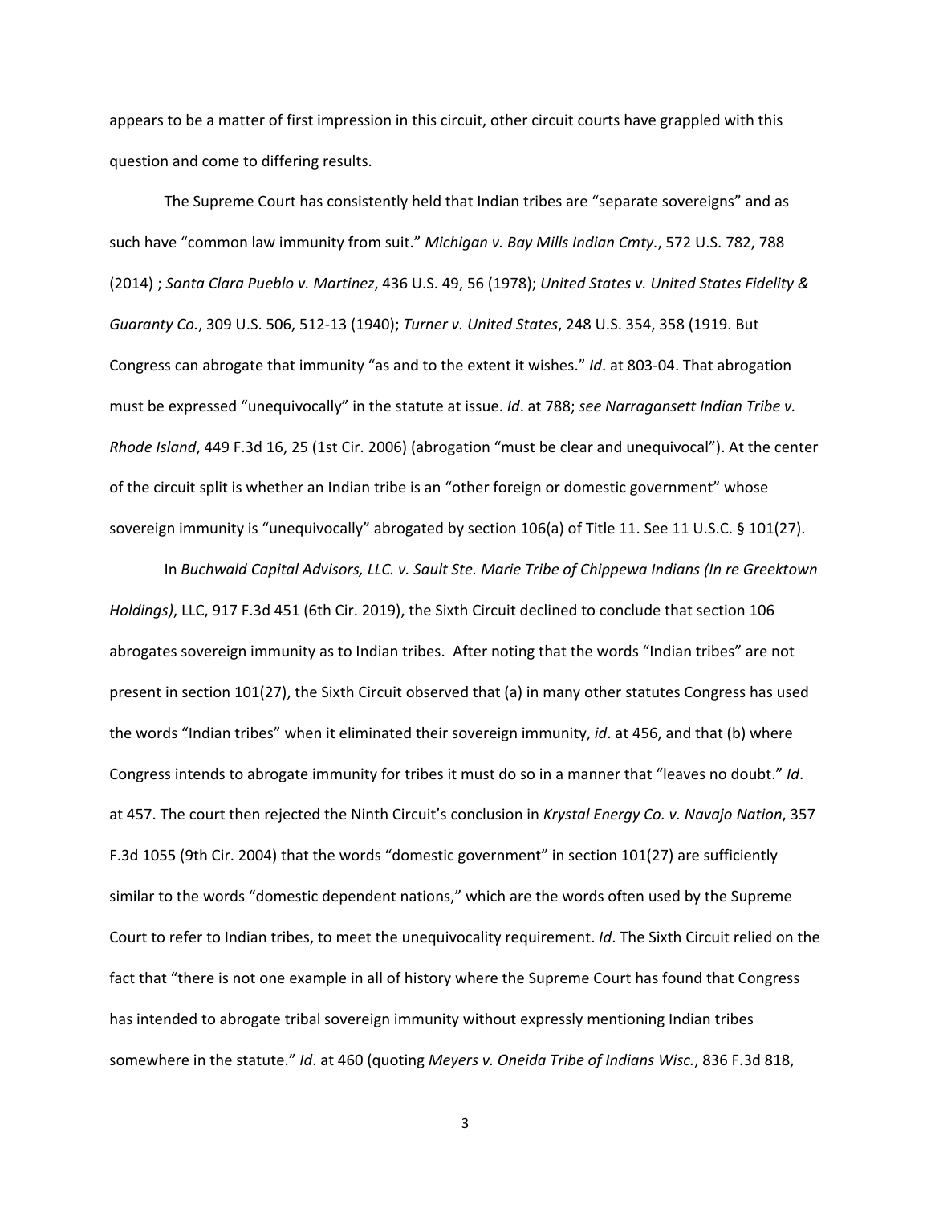appears to be a matter of first impression in this circuit, other circuit courts have grappled with this question and come to differing results.

The Supreme Court has consistently held that Indian tribes are "separate sovereigns" and as such have "common law immunity from suit." *Michigan v. Bay Mills Indian Cmty.*, 572 U.S. 782, 788 (2014) ; *Santa Clara Pueblo v. Martinez*, 436 U.S. 49, 56 (1978); *United States v. United States Fidelity & Guaranty Co.*, 309 U.S. 506, 512-13 (1940); *Turner v. United States*, 248 U.S. 354, 358 (1919. But Congress can abrogate that immunity "as and to the extent it wishes." *Id*. at 803-04. That abrogation must be expressed "unequivocally" in the statute at issue. *Id*. at 788; *see Narragansett Indian Tribe v. Rhode Island*, 449 F.3d 16, 25 (1st Cir. 2006) (abrogation "must be clear and unequivocal"). At the center of the circuit split is whether an Indian tribe is an "other foreign or domestic government" whose sovereign immunity is "unequivocally" abrogated by section 106(a) of Title 11. See 11 U.S.C. § 101(27).

In *Buchwald Capital Advisors, LLC. v. Sault Ste. Marie Tribe of Chippewa Indians (In re Greektown Holdings)*, LLC, 917 F.3d 451 (6th Cir. 2019), the Sixth Circuit declined to conclude that section 106 abrogates sovereign immunity as to Indian tribes. After noting that the words "Indian tribes" are not present in section 101(27), the Sixth Circuit observed that (a) in many other statutes Congress has used the words "Indian tribes" when it eliminated their sovereign immunity, *id*. at 456, and that (b) where Congress intends to abrogate immunity for tribes it must do so in a manner that "leaves no doubt." *Id*. at 457. The court then rejected the Ninth Circuit's conclusion in *Krystal Energy Co. v. Navajo Nation*, 357 F.3d 1055 (9th Cir. 2004) that the words "domestic government" in section 101(27) are sufficiently similar to the words "domestic dependent nations," which are the words often used by the Supreme Court to refer to Indian tribes, to meet the unequivocality requirement. *Id*. The Sixth Circuit relied on the fact that "there is not one example in all of history where the Supreme Court has found that Congress has intended to abrogate tribal sovereign immunity without expressly mentioning Indian tribes somewhere in the statute." *Id*. at 460 (quoting *Meyers v. Oneida Tribe of Indians Wisc.*, 836 F.3d 818,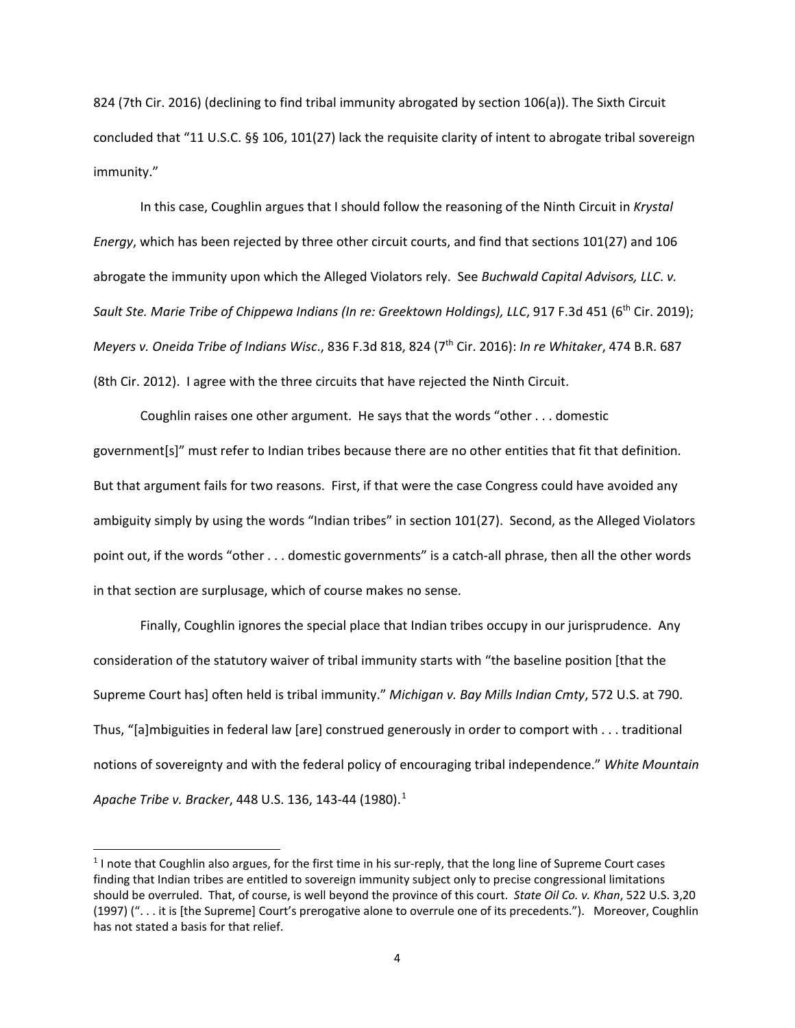824 (7th Cir. 2016) (declining to find tribal immunity abrogated by section 106(a)). The Sixth Circuit concluded that "11 U.S.C. §§ 106, 101(27) lack the requisite clarity of intent to abrogate tribal sovereign immunity."

In this case, Coughlin argues that I should follow the reasoning of the Ninth Circuit in *Krystal Energy*, which has been rejected by three other circuit courts, and find that sections 101(27) and 106 abrogate the immunity upon which the Alleged Violators rely. See *Buchwald Capital Advisors, LLC. v. Sault Ste. Marie Tribe of Chippewa Indians (In re: Greektown Holdings), LLC*, 917 F.3d 451 (6th Cir. 2019); *Meyers v. Oneida Tribe of Indians Wisc*., 836 F.3d 818, 824 (7th Cir. 2016): *In re Whitaker*, 474 B.R. 687 (8th Cir. 2012). I agree with the three circuits that have rejected the Ninth Circuit.

Coughlin raises one other argument. He says that the words "other . . . domestic government[s]" must refer to Indian tribes because there are no other entities that fit that definition. But that argument fails for two reasons. First, if that were the case Congress could have avoided any ambiguity simply by using the words "Indian tribes" in section 101(27). Second, as the Alleged Violators point out, if the words "other . . . domestic governments" is a catch-all phrase, then all the other words in that section are surplusage, which of course makes no sense.

Finally, Coughlin ignores the special place that Indian tribes occupy in our jurisprudence. Any consideration of the statutory waiver of tribal immunity starts with "the baseline position [that the Supreme Court has] often held is tribal immunity." *Michigan v. Bay Mills Indian Cmty*, 572 U.S. at 790. Thus, "[a]mbiguities in federal law [are] construed generously in order to comport with . . . traditional notions of sovereignty and with the federal policy of encouraging tribal independence." *White Mountain Apache Tribe v. Bracker*, 448 U.S. 136, 143-44 (1980).[1]

[1] I note that Coughlin also argues, for the first time in his sur-reply, that the long line of Supreme Court cases finding that Indian tribes are entitled to sovereign immunity subject only to precise congressional limitations should be overruled. That, of course, is well beyond the province of this court. *State Oil Co. v. Khan*, 522 U.S. 3,20 (1997) (". . . it is [the Supreme] Court's prerogative alone to overrule one of its precedents."). Moreover, Coughlin has not stated a basis for that relief.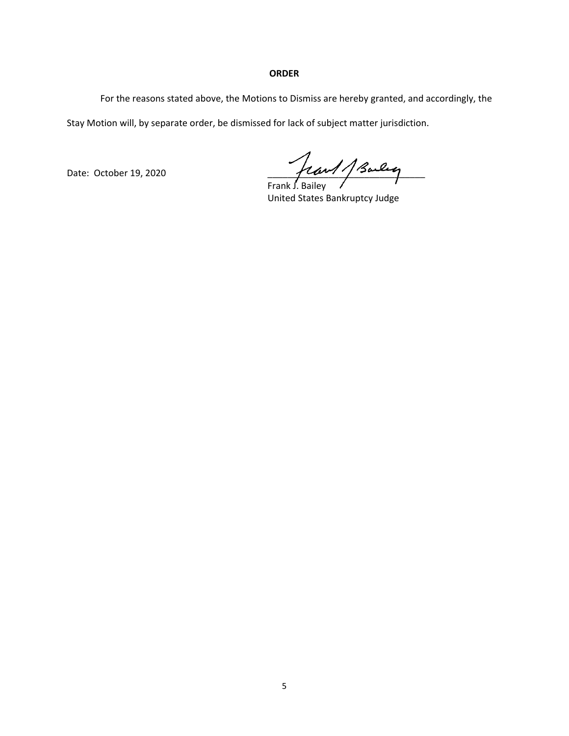**ORDER**

For the reasons stated above, the Motions to Dismiss are hereby granted, and accordingly, the Stay Motion will, by separate order, be dismissed for lack of subject matter jurisdiction.

Date: October 19, 2020

Frank J. Bailey
United States Bankruptcy Judge